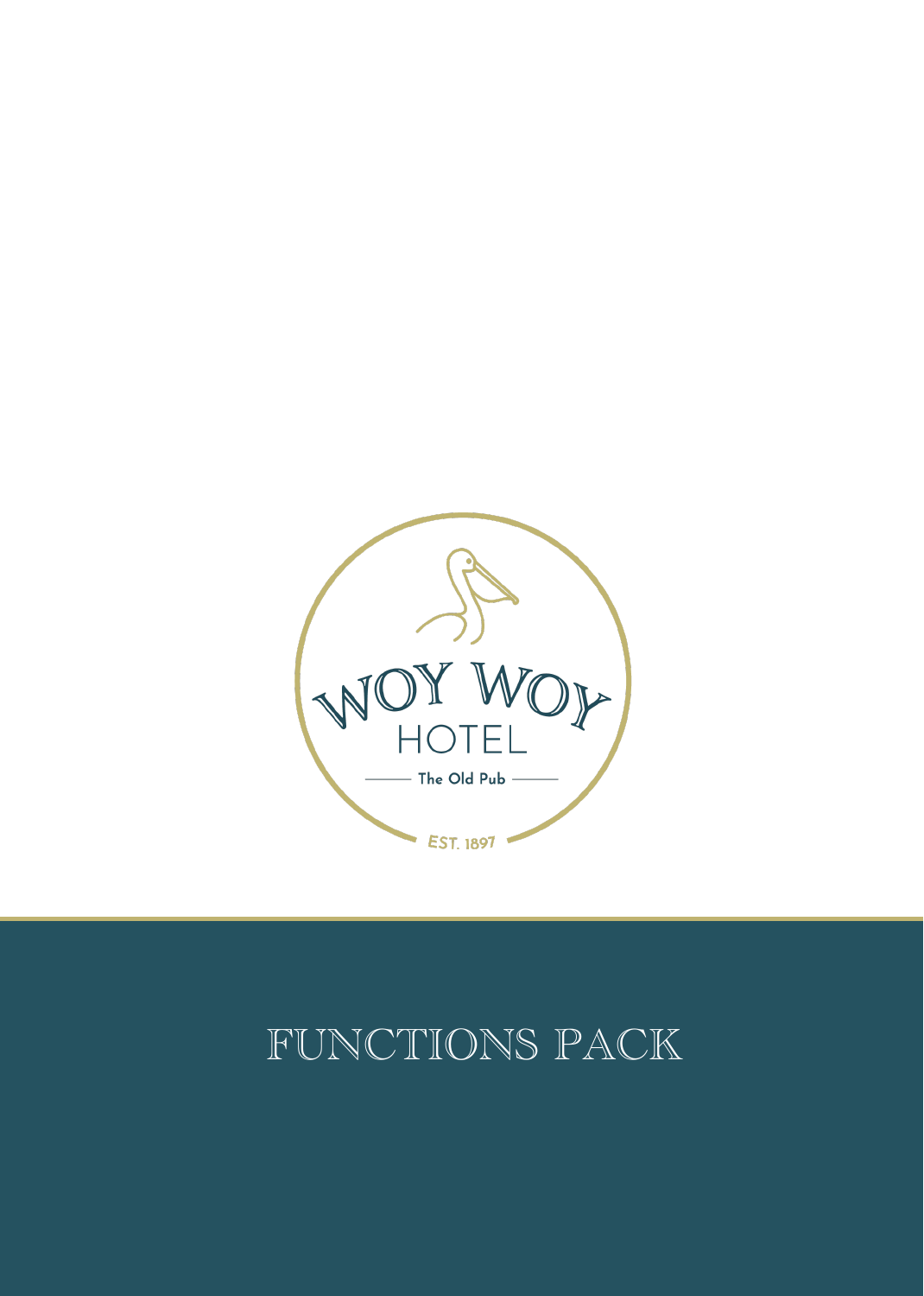WOY WOY HOTEL

The Old Pub

EST. 1897

# FUNCTIONS PACK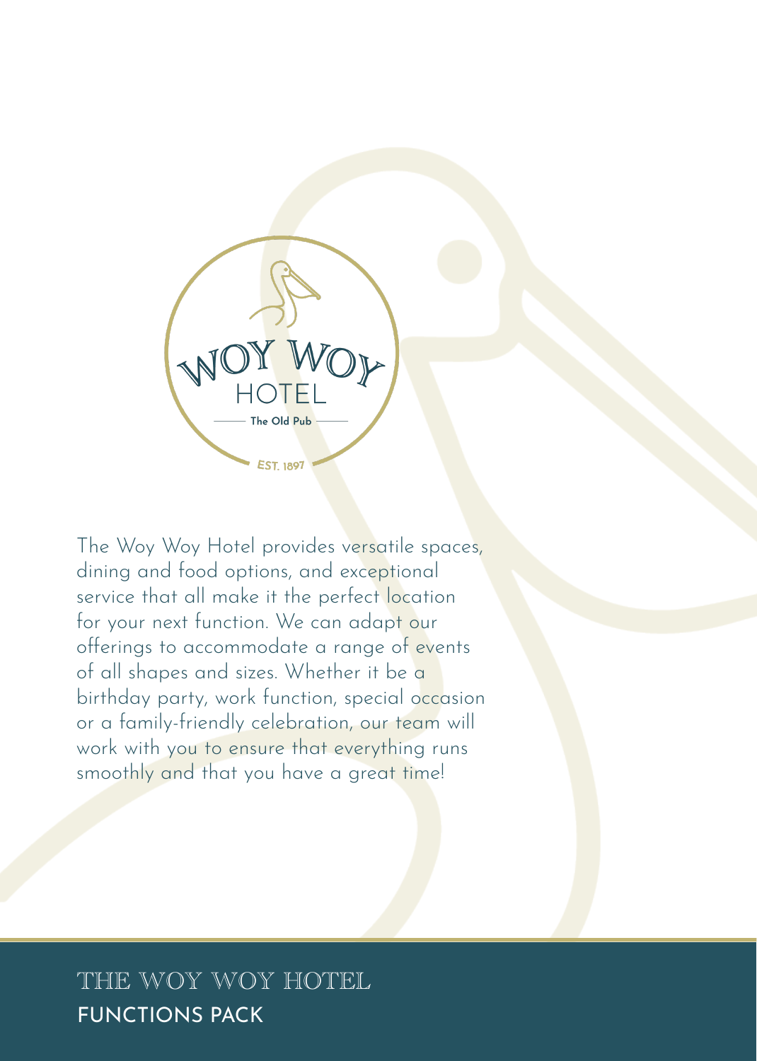WOY WOY HOTEL

The Old Pub

EST. 1897

The Woy Woy Hotel provides versatile spaces, dining and food options, and exceptional service that all make it the perfect location for your next function. We can adapt our offerings to accommodate a range of events of all shapes and sizes. Whether it be a birthday party, work function, special occasion or a family-friendly celebration, our team will work with you to ensure that everything runs smoothly and that you have a great time!

# THE WOY WOY HOTEL

## FUNCTIONS PACK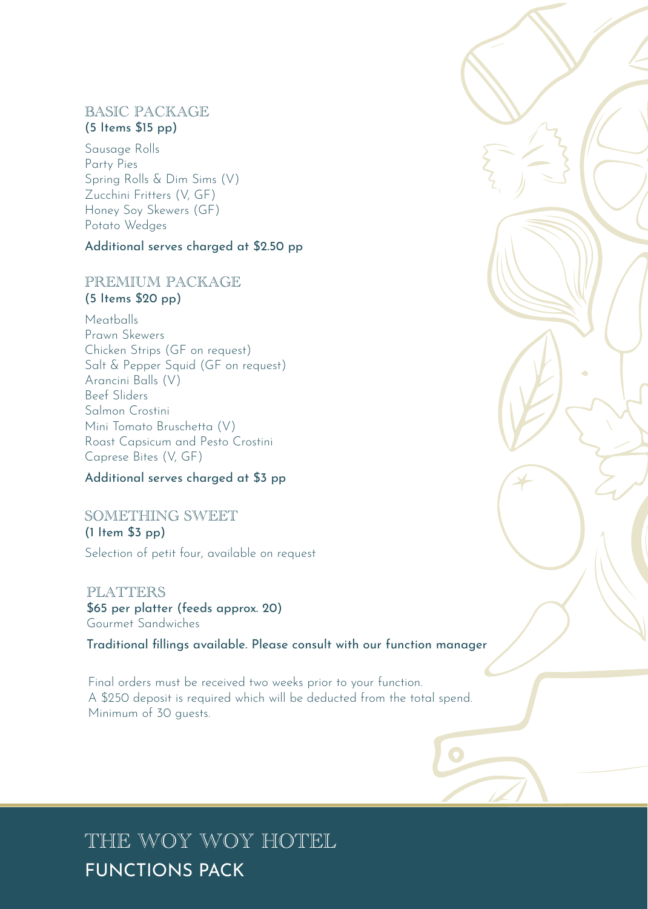## BASIC PACKAGE

**(5 Items $15 pp)**

Sausage Rolls
Party Pies
Spring Rolls & Dim Sims (V)
Zucchini Fritters (V, GF)
Honey Soy Skewers (GF)
Potato Wedges

**Additional serves charged at $2.50 pp**

## PREMIUM PACKAGE

**(5 Items $20 pp)**

Meatballs
Prawn Skewers
Chicken Strips (GF on request)
Salt & Pepper Squid (GF on request)
Arancini Balls (V)
Beef Sliders
Salmon Crostini
Mini Tomato Bruschetta (V)
Roast Capsicum and Pesto Crostini
Caprese Bites (V, GF)

**Additional serves charged at $3 pp**

## SOMETHING SWEET

**(1 Item $3 pp)**

Selection of petit four, available on request

## PLATTERS

**$65 per platter (feeds approx. 20)**

Gourmet Sandwiches

**Traditional fillings available. Please consult with our function manager**

Final orders must be received two weeks prior to your function.
A $250 deposit is required which will be deducted from the total spend.
Minimum of 30 guests.

# THE WOY WOY HOTEL

## FUNCTIONS PACK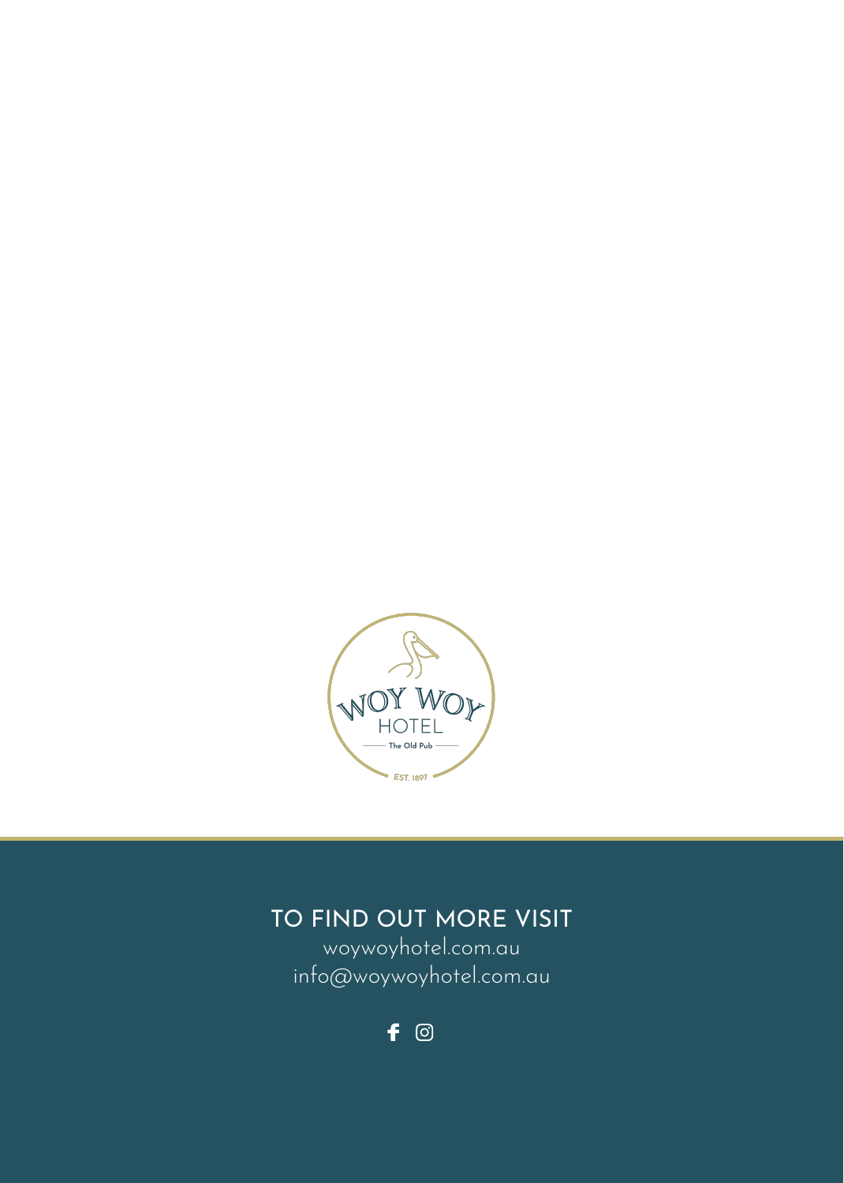WOY WOY HOTEL

The Old Pub

EST. 1897

## TO FIND OUT MORE VISIT

woywoyhotel.com.au

info@woywoyhotel.com.au